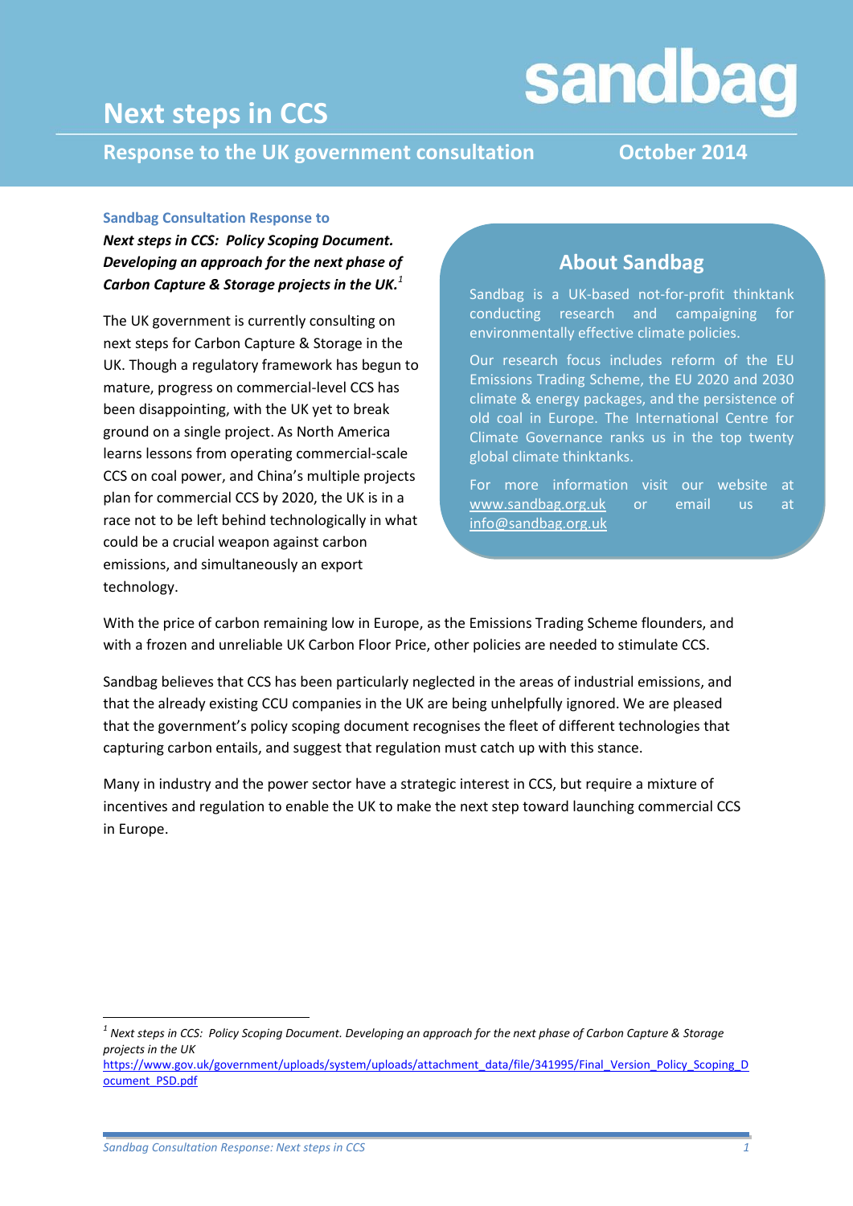# Next steps in CCS

sandbag

## Response to the UK government consultation

October 2014

**Sandbag Consultation Response to**

***Next steps in CCS: Policy Scoping Document. Developing an approach for the next phase of Carbon Capture & Storage projects in the UK.***[1]

The UK government is currently consulting on next steps for Carbon Capture & Storage in the UK. Though a regulatory framework has begun to mature, progress on commercial-level CCS has been disappointing, with the UK yet to break ground on a single project. As North America learns lessons from operating commercial-scale CCS on coal power, and China's multiple projects plan for commercial CCS by 2020, the UK is in a race not to be left behind technologically in what could be a crucial weapon against carbon emissions, and simultaneously an export technology.

### About Sandbag

Sandbag is a UK-based not-for-profit thinktank conducting research and campaigning for environmentally effective climate policies.

Our research focus includes reform of the EU Emissions Trading Scheme, the EU 2020 and 2030 climate & energy packages, and the persistence of old coal in Europe. The International Centre for Climate Governance ranks us in the top twenty global climate thinktanks.

For more information visit our website at www.sandbag.org.uk or email us at info@sandbag.org.uk

With the price of carbon remaining low in Europe, as the Emissions Trading Scheme flounders, and with a frozen and unreliable UK Carbon Floor Price, other policies are needed to stimulate CCS.

Sandbag believes that CCS has been particularly neglected in the areas of industrial emissions, and that the already existing CCU companies in the UK are being unhelpfully ignored. We are pleased that the government's policy scoping document recognises the fleet of different technologies that capturing carbon entails, and suggest that regulation must catch up with this stance.

Many in industry and the power sector have a strategic interest in CCS, but require a mixture of incentives and regulation to enable the UK to make the next step toward launching commercial CCS in Europe.

---

[1] *Next steps in CCS: Policy Scoping Document. Developing an approach for the next phase of Carbon Capture & Storage projects in the UK*
https://www.gov.uk/government/uploads/system/uploads/attachment_data/file/341995/Final_Version_Policy_Scoping_Document_PSD.pdf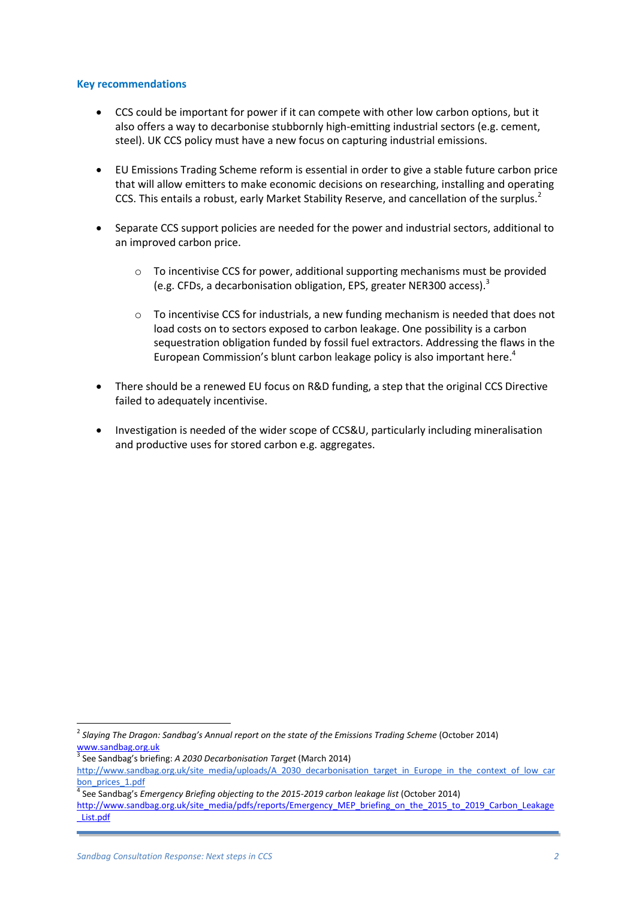### Key recommendations

- CCS could be important for power if it can compete with other low carbon options, but it also offers a way to decarbonise stubbornly high-emitting industrial sectors (e.g. cement, steel). UK CCS policy must have a new focus on capturing industrial emissions.

- EU Emissions Trading Scheme reform is essential in order to give a stable future carbon price that will allow emitters to make economic decisions on researching, installing and operating CCS. This entails a robust, early Market Stability Reserve, and cancellation of the surplus.[2]

- Separate CCS support policies are needed for the power and industrial sectors, additional to an improved carbon price.

    - To incentivise CCS for power, additional supporting mechanisms must be provided (e.g. CFDs, a decarbonisation obligation, EPS, greater NER300 access).[3]

    - To incentivise CCS for industrials, a new funding mechanism is needed that does not load costs on to sectors exposed to carbon leakage. One possibility is a carbon sequestration obligation funded by fossil fuel extractors. Addressing the flaws in the European Commission's blunt carbon leakage policy is also important here.[4]

- There should be a renewed EU focus on R&D funding, a step that the original CCS Directive failed to adequately incentivise.

- Investigation is needed of the wider scope of CCS&U, particularly including mineralisation and productive uses for stored carbon e.g. aggregates.

---

[2] *Slaying The Dragon: Sandbag's Annual report on the state of the Emissions Trading Scheme* (October 2014) www.sandbag.org.uk

[3] See Sandbag's briefing: *A 2030 Decarbonisation Target* (March 2014) http://www.sandbag.org.uk/site_media/uploads/A_2030_decarbonisation_target_in_Europe_in_the_context_of_low_carbon_prices_1.pdf

[4] See Sandbag's *Emergency Briefing objecting to the 2015-2019 carbon leakage list* (October 2014) http://www.sandbag.org.uk/site_media/pdfs/reports/Emergency_MEP_briefing_on_the_2015_to_2019_Carbon_Leakage_List.pdf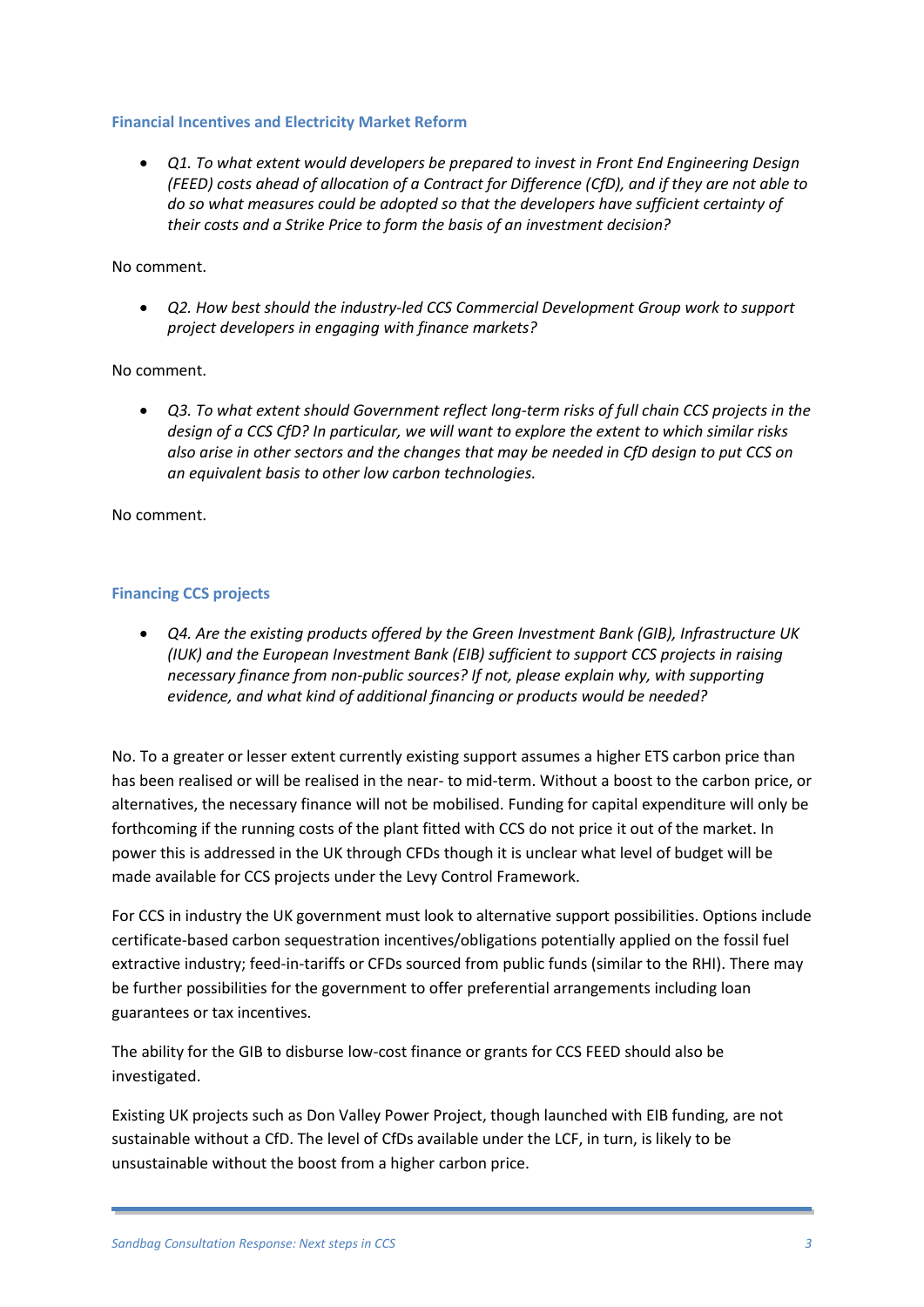### Financial Incentives and Electricity Market Reform

- *Q1. To what extent would developers be prepared to invest in Front End Engineering Design (FEED) costs ahead of allocation of a Contract for Difference (CfD), and if they are not able to do so what measures could be adopted so that the developers have sufficient certainty of their costs and a Strike Price to form the basis of an investment decision?*

No comment.

- *Q2. How best should the industry-led CCS Commercial Development Group work to support project developers in engaging with finance markets?*

No comment.

- *Q3. To what extent should Government reflect long-term risks of full chain CCS projects in the design of a CCS CfD? In particular, we will want to explore the extent to which similar risks also arise in other sectors and the changes that may be needed in CfD design to put CCS on an equivalent basis to other low carbon technologies.*

No comment.

### Financing CCS projects

- *Q4. Are the existing products offered by the Green Investment Bank (GIB), Infrastructure UK (IUK) and the European Investment Bank (EIB) sufficient to support CCS projects in raising necessary finance from non-public sources? If not, please explain why, with supporting evidence, and what kind of additional financing or products would be needed?*

No. To a greater or lesser extent currently existing support assumes a higher ETS carbon price than has been realised or will be realised in the near- to mid-term. Without a boost to the carbon price, or alternatives, the necessary finance will not be mobilised. Funding for capital expenditure will only be forthcoming if the running costs of the plant fitted with CCS do not price it out of the market. In power this is addressed in the UK through CFDs though it is unclear what level of budget will be made available for CCS projects under the Levy Control Framework.

For CCS in industry the UK government must look to alternative support possibilities. Options include certificate-based carbon sequestration incentives/obligations potentially applied on the fossil fuel extractive industry; feed-in-tariffs or CFDs sourced from public funds (similar to the RHI). There may be further possibilities for the government to offer preferential arrangements including loan guarantees or tax incentives.

The ability for the GIB to disburse low-cost finance or grants for CCS FEED should also be investigated.

Existing UK projects such as Don Valley Power Project, though launched with EIB funding, are not sustainable without a CfD. The level of CfDs available under the LCF, in turn, is likely to be unsustainable without the boost from a higher carbon price.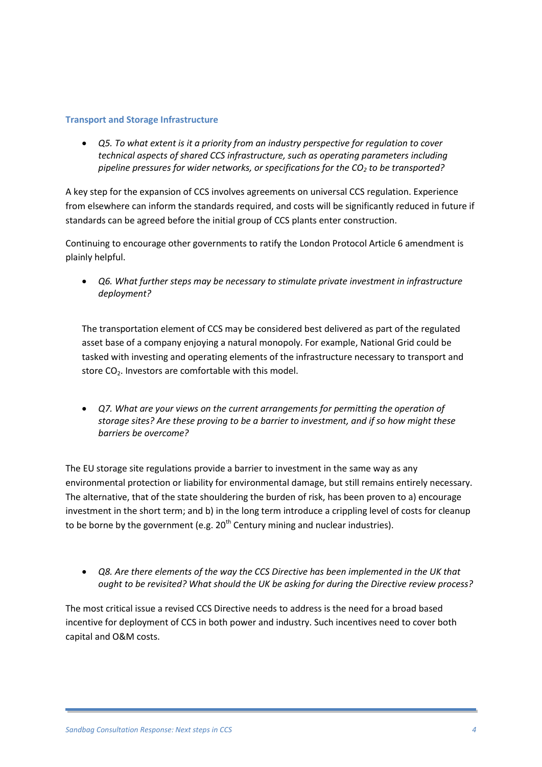## Transport and Storage Infrastructure

- *Q5. To what extent is it a priority from an industry perspective for regulation to cover technical aspects of shared CCS infrastructure, such as operating parameters including pipeline pressures for wider networks, or specifications for the $CO_2$ to be transported?*

A key step for the expansion of CCS involves agreements on universal CCS regulation. Experience from elsewhere can inform the standards required, and costs will be significantly reduced in future if standards can be agreed before the initial group of CCS plants enter construction.

Continuing to encourage other governments to ratify the London Protocol Article 6 amendment is plainly helpful.

- *Q6. What further steps may be necessary to stimulate private investment in infrastructure deployment?*

The transportation element of CCS may be considered best delivered as part of the regulated asset base of a company enjoying a natural monopoly. For example, National Grid could be tasked with investing and operating elements of the infrastructure necessary to transport and store $CO_2$. Investors are comfortable with this model.

- *Q7. What are your views on the current arrangements for permitting the operation of storage sites? Are these proving to be a barrier to investment, and if so how might these barriers be overcome?*

The EU storage site regulations provide a barrier to investment in the same way as any environmental protection or liability for environmental damage, but still remains entirely necessary. The alternative, that of the state shouldering the burden of risk, has been proven to a) encourage investment in the short term; and b) in the long term introduce a crippling level of costs for cleanup to be borne by the government (e.g. 20th Century mining and nuclear industries).

- *Q8. Are there elements of the way the CCS Directive has been implemented in the UK that ought to be revisited? What should the UK be asking for during the Directive review process?*

The most critical issue a revised CCS Directive needs to address is the need for a broad based incentive for deployment of CCS in both power and industry. Such incentives need to cover both capital and O&M costs.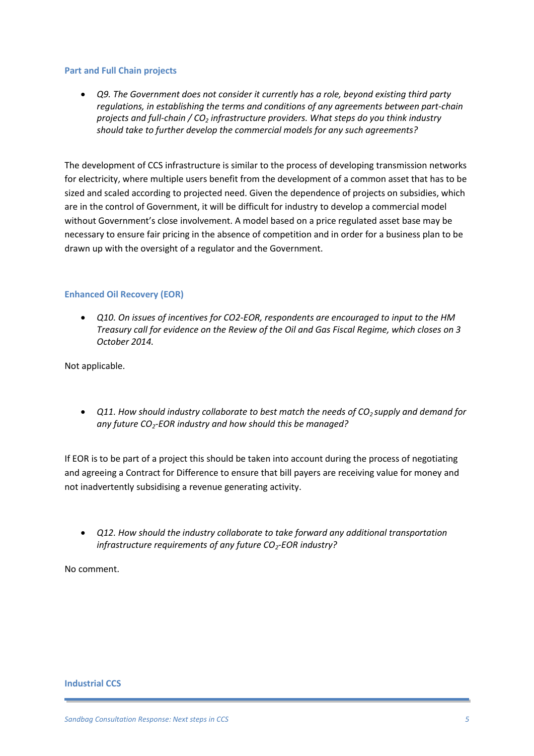### Part and Full Chain projects

- *Q9. The Government does not consider it currently has a role, beyond existing third party regulations, in establishing the terms and conditions of any agreements between part-chain projects and full-chain / $CO_2$ infrastructure providers. What steps do you think industry should take to further develop the commercial models for any such agreements?*

The development of CCS infrastructure is similar to the process of developing transmission networks for electricity, where multiple users benefit from the development of a common asset that has to be sized and scaled according to projected need. Given the dependence of projects on subsidies, which are in the control of Government, it will be difficult for industry to develop a commercial model without Government's close involvement. A model based on a price regulated asset base may be necessary to ensure fair pricing in the absence of competition and in order for a business plan to be drawn up with the oversight of a regulator and the Government.

### Enhanced Oil Recovery (EOR)

- *Q10. On issues of incentives for CO2-EOR, respondents are encouraged to input to the HM Treasury call for evidence on the Review of the Oil and Gas Fiscal Regime, which closes on 3 October 2014.*

Not applicable.

- *Q11. How should industry collaborate to best match the needs of $CO_2$ supply and demand for any future $CO_2$-EOR industry and how should this be managed?*

If EOR is to be part of a project this should be taken into account during the process of negotiating and agreeing a Contract for Difference to ensure that bill payers are receiving value for money and not inadvertently subsidising a revenue generating activity.

- *Q12. How should the industry collaborate to take forward any additional transportation infrastructure requirements of any future $CO_2$-EOR industry?*

No comment.

### Industrial CCS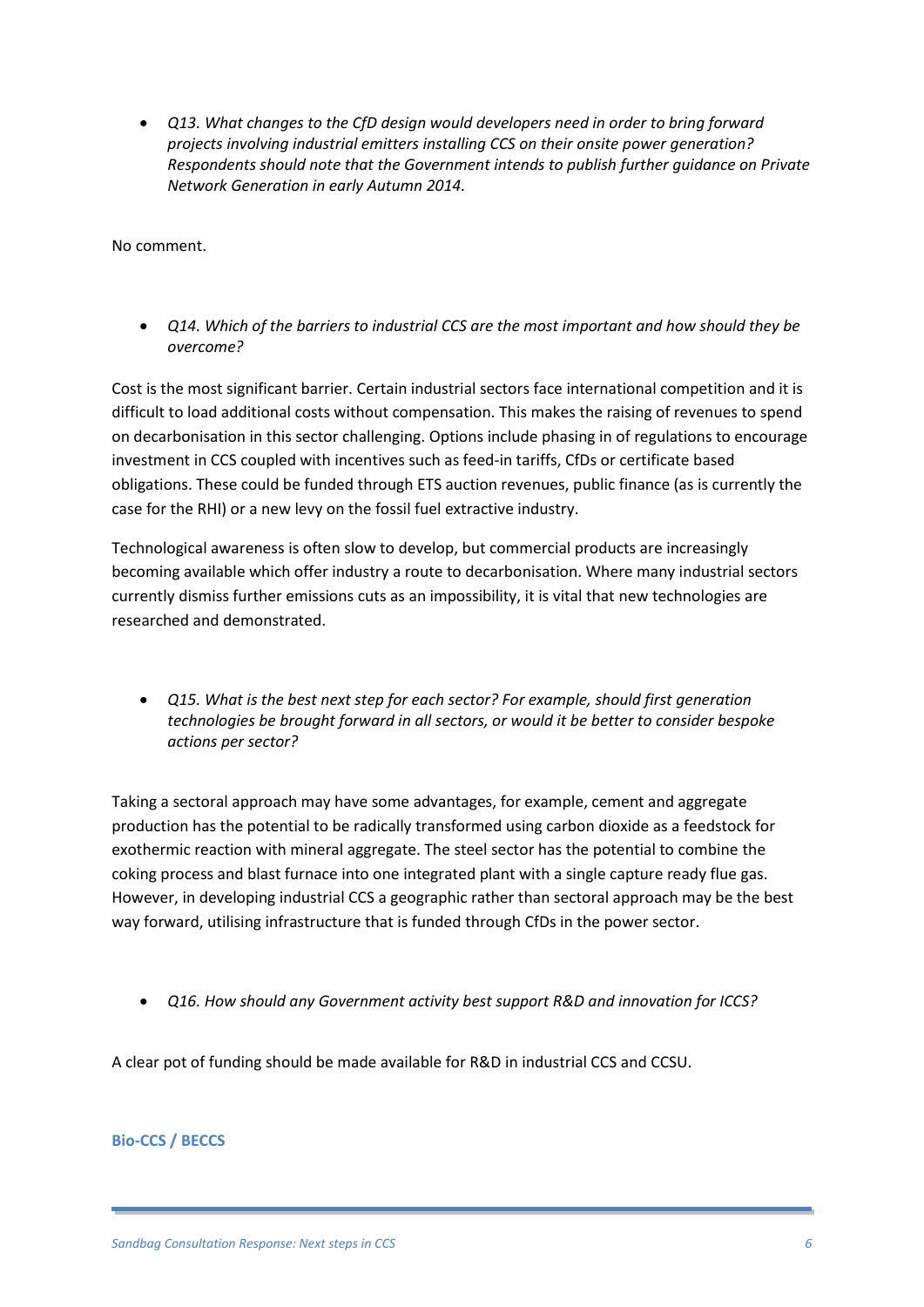- *Q13. What changes to the CfD design would developers need in order to bring forward projects involving industrial emitters installing CCS on their onsite power generation? Respondents should note that the Government intends to publish further guidance on Private Network Generation in early Autumn 2014.*

No comment.

- *Q14. Which of the barriers to industrial CCS are the most important and how should they be overcome?*

Cost is the most significant barrier. Certain industrial sectors face international competition and it is difficult to load additional costs without compensation. This makes the raising of revenues to spend on decarbonisation in this sector challenging. Options include phasing in of regulations to encourage investment in CCS coupled with incentives such as feed-in tariffs, CfDs or certificate based obligations. These could be funded through ETS auction revenues, public finance (as is currently the case for the RHI) or a new levy on the fossil fuel extractive industry.

Technological awareness is often slow to develop, but commercial products are increasingly becoming available which offer industry a route to decarbonisation. Where many industrial sectors currently dismiss further emissions cuts as an impossibility, it is vital that new technologies are researched and demonstrated.

- *Q15. What is the best next step for each sector? For example, should first generation technologies be brought forward in all sectors, or would it be better to consider bespoke actions per sector?*

Taking a sectoral approach may have some advantages, for example, cement and aggregate production has the potential to be radically transformed using carbon dioxide as a feedstock for exothermic reaction with mineral aggregate. The steel sector has the potential to combine the coking process and blast furnace into one integrated plant with a single capture ready flue gas. However, in developing industrial CCS a geographic rather than sectoral approach may be the best way forward, utilising infrastructure that is funded through CfDs in the power sector.

- *Q16. How should any Government activity best support R&D and innovation for ICCS?*

A clear pot of funding should be made available for R&D in industrial CCS and CCSU.

## Bio-CCS / BECCS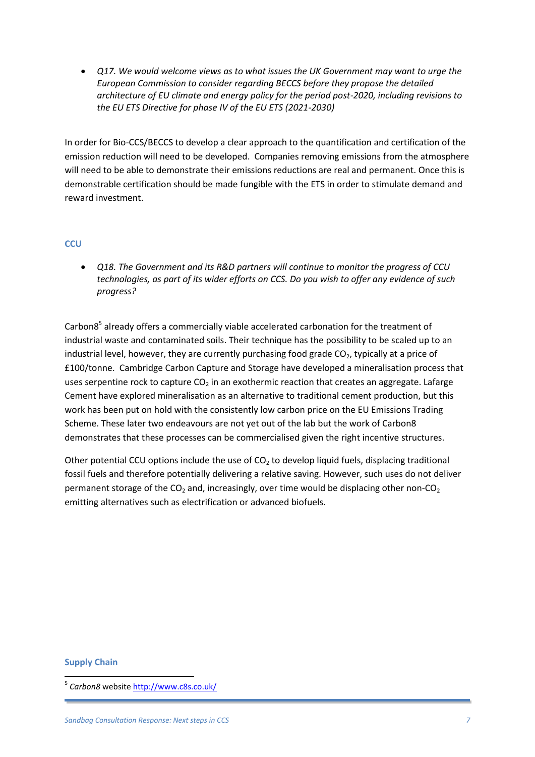- *Q17. We would welcome views as to what issues the UK Government may want to urge the European Commission to consider regarding BECCS before they propose the detailed architecture of EU climate and energy policy for the period post-2020, including revisions to the EU ETS Directive for phase IV of the EU ETS (2021-2030)*

In order for Bio-CCS/BECCS to develop a clear approach to the quantification and certification of the emission reduction will need to be developed. Companies removing emissions from the atmosphere will need to be able to demonstrate their emissions reductions are real and permanent. Once this is demonstrable certification should be made fungible with the ETS in order to stimulate demand and reward investment.

## CCU

- *Q18. The Government and its R&D partners will continue to monitor the progress of CCU technologies, as part of its wider efforts on CCS. Do you wish to offer any evidence of such progress?*

Carbon8[5] already offers a commercially viable accelerated carbonation for the treatment of industrial waste and contaminated soils. Their technique has the possibility to be scaled up to an industrial level, however, they are currently purchasing food grade $CO_2$, typically at a price of £100/tonne. Cambridge Carbon Capture and Storage have developed a mineralisation process that uses serpentine rock to capture $CO_2$ in an exothermic reaction that creates an aggregate. Lafarge Cement have explored mineralisation as an alternative to traditional cement production, but this work has been put on hold with the consistently low carbon price on the EU Emissions Trading Scheme. These later two endeavours are not yet out of the lab but the work of Carbon8 demonstrates that these processes can be commercialised given the right incentive structures.

Other potential CCU options include the use of $CO_2$ to develop liquid fuels, displacing traditional fossil fuels and therefore potentially delivering a relative saving. However, such uses do not deliver permanent storage of the $CO_2$ and, increasingly, over time would be displacing other non-$CO_2$ emitting alternatives such as electrification or advanced biofuels.

## Supply Chain

[5] *Carbon8* website http://www.c8s.co.uk/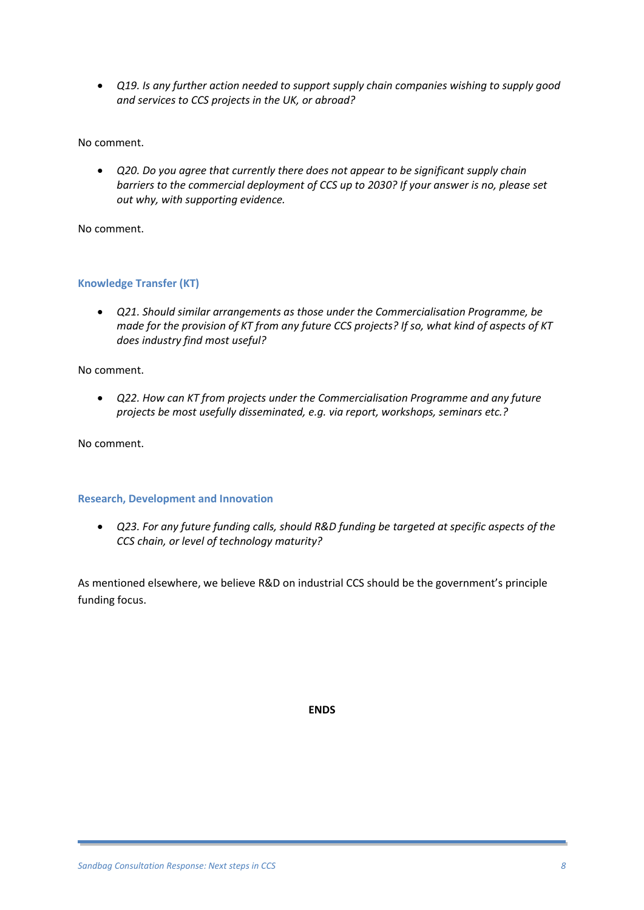- *Q19. Is any further action needed to support supply chain companies wishing to supply good and services to CCS projects in the UK, or abroad?*

No comment.

- *Q20. Do you agree that currently there does not appear to be significant supply chain barriers to the commercial deployment of CCS up to 2030? If your answer is no, please set out why, with supporting evidence.*

No comment.

### Knowledge Transfer (KT)

- *Q21. Should similar arrangements as those under the Commercialisation Programme, be made for the provision of KT from any future CCS projects? If so, what kind of aspects of KT does industry find most useful?*

No comment.

- *Q22. How can KT from projects under the Commercialisation Programme and any future projects be most usefully disseminated, e.g. via report, workshops, seminars etc.?*

No comment.

### Research, Development and Innovation

- *Q23. For any future funding calls, should R&D funding be targeted at specific aspects of the CCS chain, or level of technology maturity?*

As mentioned elsewhere, we believe R&D on industrial CCS should be the government's principle funding focus.

**ENDS**